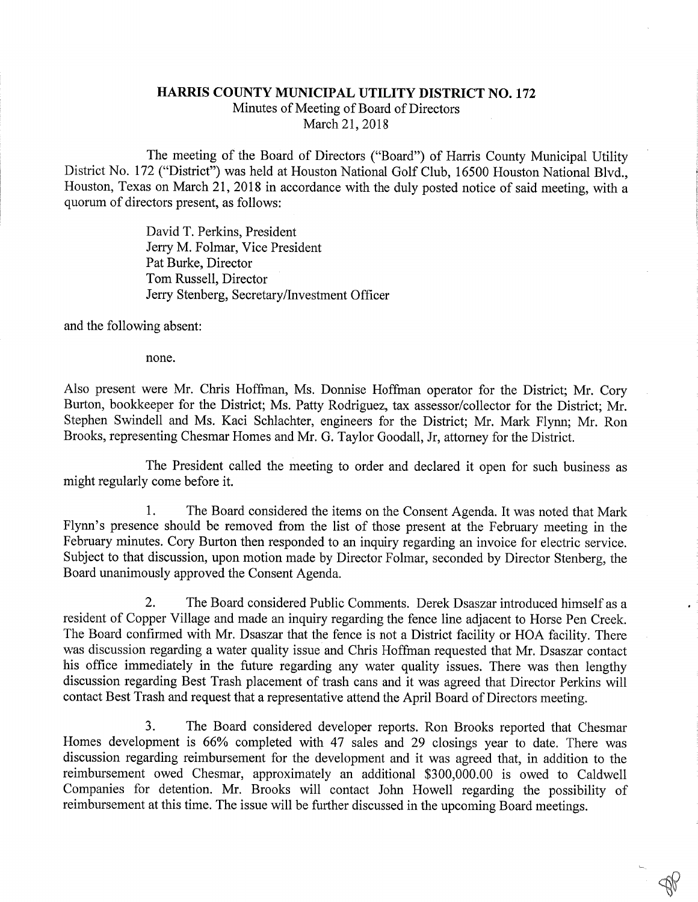# HARRIS COUNTY MUNICIPAL UTILITY DISTRICT NO. 172

Minutes of Meeting of Board of Directors
March 21, 2018

The meeting of the Board of Directors ("Board") of Harris County Municipal Utility District No. 172 ("District") was held at Houston National Golf Club, 16500 Houston National Blvd., Houston, Texas on March 21, 2018 in accordance with the duly posted notice of said meeting, with a quorum of directors present, as follows:

David T. Perkins, President
Jerry M. Folmar, Vice President
Pat Burke, Director
Tom Russell, Director
Jerry Stenberg, Secretary/Investment Officer

and the following absent:

none.

Also present were Mr. Chris Hoffman, Ms. Donnise Hoffman operator for the District; Mr. Cory Burton, bookkeeper for the District; Ms. Patty Rodriguez, tax assessor/collector for the District; Mr. Stephen Swindell and Ms. Kaci Schlachter, engineers for the District; Mr. Mark Flynn; Mr. Ron Brooks, representing Chesmar Homes and Mr. G. Taylor Goodall, Jr, attorney for the District.

The President called the meeting to order and declared it open for such business as might regularly come before it.

1. The Board considered the items on the Consent Agenda. It was noted that Mark Flynn's presence should be removed from the list of those present at the February meeting in the February minutes. Cory Burton then responded to an inquiry regarding an invoice for electric service. Subject to that discussion, upon motion made by Director Folmar, seconded by Director Stenberg, the Board unanimously approved the Consent Agenda.

2. The Board considered Public Comments. Derek Dsaszar introduced himself as a resident of Copper Village and made an inquiry regarding the fence line adjacent to Horse Pen Creek. The Board confirmed with Mr. Dsaszar that the fence is not a District facility or HOA facility. There was discussion regarding a water quality issue and Chris Hoffman requested that Mr. Dsaszar contact his office immediately in the future regarding any water quality issues. There was then lengthy discussion regarding Best Trash placement of trash cans and it was agreed that Director Perkins will contact Best Trash and request that a representative attend the April Board of Directors meeting.

3. The Board considered developer reports. Ron Brooks reported that Chesmar Homes development is 66% completed with 47 sales and 29 closings year to date. There was discussion regarding reimbursement for the development and it was agreed that, in addition to the reimbursement owed Chesmar, approximately an additional $300,000.00 is owed to Caldwell Companies for detention. Mr. Brooks will contact John Howell regarding the possibility of reimbursement at this time. The issue will be further discussed in the upcoming Board meetings.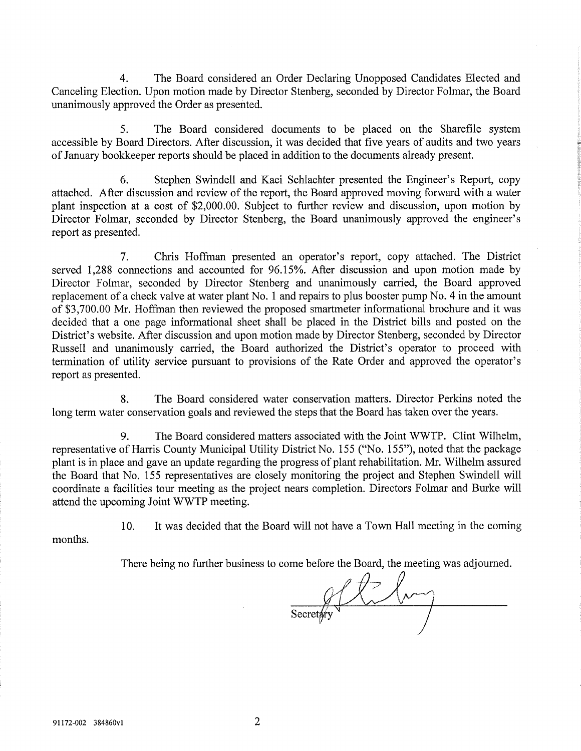4. The Board considered an Order Declaring Unopposed Candidates Elected and Canceling Election. Upon motion made by Director Stenberg, seconded by Director Folmar, the Board unanimously approved the Order as presented.

5. The Board considered documents to be placed on the Sharefile system accessible by Board Directors. After discussion, it was decided that five years of audits and two years of January bookkeeper reports should be placed in addition to the documents already present.

6. Stephen Swindell and Kaci Schlachter presented the Engineer's Report, copy attached. After discussion and review of the report, the Board approved moving forward with a water plant inspection at a cost of $2,000.00. Subject to further review and discussion, upon motion by Director Folmar, seconded by Director Stenberg, the Board unanimously approved the engineer's report as presented.

7. Chris Hoffman presented an operator's report, copy attached. The District served 1,288 connections and accounted for 96.15%. After discussion and upon motion made by Director Folmar, seconded by Director Stenberg and unanimously carried, the Board approved replacement of a check valve at water plant No. 1 and repairs to plus booster pump No. 4 in the amount of $3,700.00 Mr. Hoffman then reviewed the proposed smartmeter informational brochure and it was decided that a one page informational sheet shall be placed in the District bills and posted on the District's website. After discussion and upon motion made by Director Stenberg, seconded by Director Russell and unanimously carried, the Board authorized the District's operator to proceed with termination of utility service pursuant to provisions of the Rate Order and approved the operator's report as presented.

8. The Board considered water conservation matters. Director Perkins noted the long term water conservation goals and reviewed the steps that the Board has taken over the years.

9. The Board considered matters associated with the Joint WWTP. Clint Wilhelm, representative of Harris County Municipal Utility District No. 155 ("No. 155"), noted that the package plant is in place and gave an update regarding the progress of plant rehabilitation. Mr. Wilhelm assured the Board that No. 155 representatives are closely monitoring the project and Stephen Swindell will coordinate a facilities tour meeting as the project nears completion. Directors Folmar and Burke will attend the upcoming Joint WWTP meeting.

10. It was decided that the Board will not have a Town Hall meeting in the coming months.

There being no further business to come before the Board, the meeting was adjourned.

Secretary

91172-002 384860v1